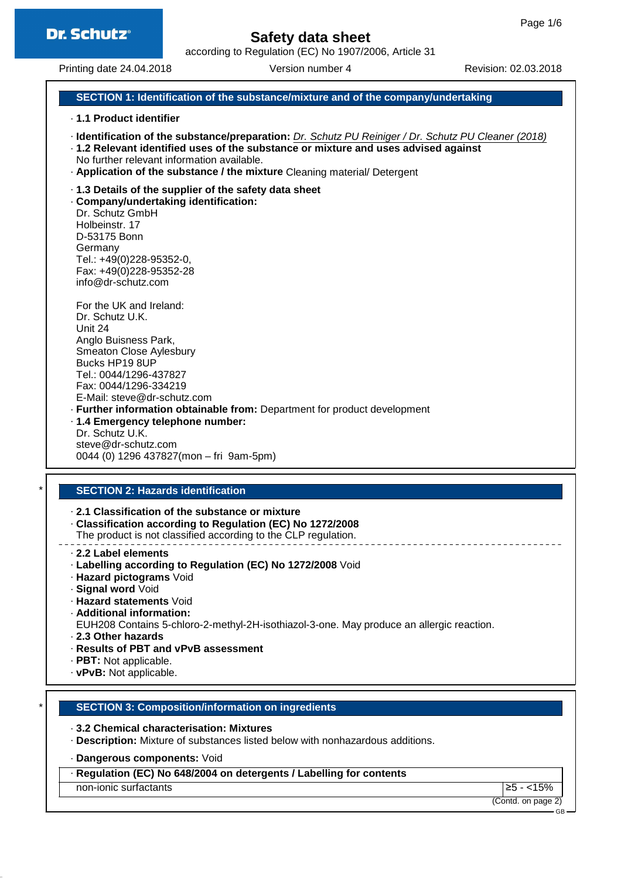Dr. Schutz®

# Safety data sheet

according to Regulation (EC) No 1907/2006, Article 31

Printing date 24.04.2018 Version number 4 Revision: 02.03.2018

## SECTION 1: Identification of the substance/mixture and of the company/undertaking

· **1.1 Product identifier**

· **Identification of the substance/preparation:** *Dr. Schutz PU Reiniger / Dr. Schutz PU Cleaner (2018)*
· **1.2 Relevant identified uses of the substance or mixture and uses advised against**
No further relevant information available.
· **Application of the substance / the mixture** Cleaning material/ Detergent

· **1.3 Details of the supplier of the safety data sheet**
· **Company/undertaking identification:**
Dr. Schutz GmbH
Holbeinstr. 17
D-53175 Bonn
Germany
Tel.: +49(0)228-95352-0,
Fax: +49(0)228-95352-28
info@dr-schutz.com

For the UK and Ireland:
Dr. Schutz U.K.
Unit 24
Anglo Buisness Park,
Smeaton Close Aylesbury
Bucks HP19 8UP
Tel.: 0044/1296-437827
Fax: 0044/1296-334219
E-Mail: steve@dr-schutz.com
· **Further information obtainable from:** Department for product development
· **1.4 Emergency telephone number:**
Dr. Schutz U.K.
steve@dr-schutz.com
0044 (0) 1296 437827(mon – fri 9am-5pm)

## * SECTION 2: Hazards identification

· **2.1 Classification of the substance or mixture**
· **Classification according to Regulation (EC) No 1272/2008**
The product is not classified according to the CLP regulation.

· **2.2 Label elements**
· **Labelling according to Regulation (EC) No 1272/2008** Void
· **Hazard pictograms** Void
· **Signal word** Void
· **Hazard statements** Void
· **Additional information:**
EUH208 Contains 5-chloro-2-methyl-2H-isothiazol-3-one. May produce an allergic reaction.
· **2.3 Other hazards**
· **Results of PBT and vPvB assessment**
· **PBT:** Not applicable.
· **vPvB:** Not applicable.

## * SECTION 3: Composition/information on ingredients

· **3.2 Chemical characterisation: Mixtures**
· **Description:** Mixture of substances listed below with nonhazardous additions.

· **Dangerous components:** Void

| · Regulation (EC) No 648/2004 on detergents / Labelling for contents | |
|---|---|
| non-ionic surfactants | ≥5 - <15% |

(Contd. on page 2)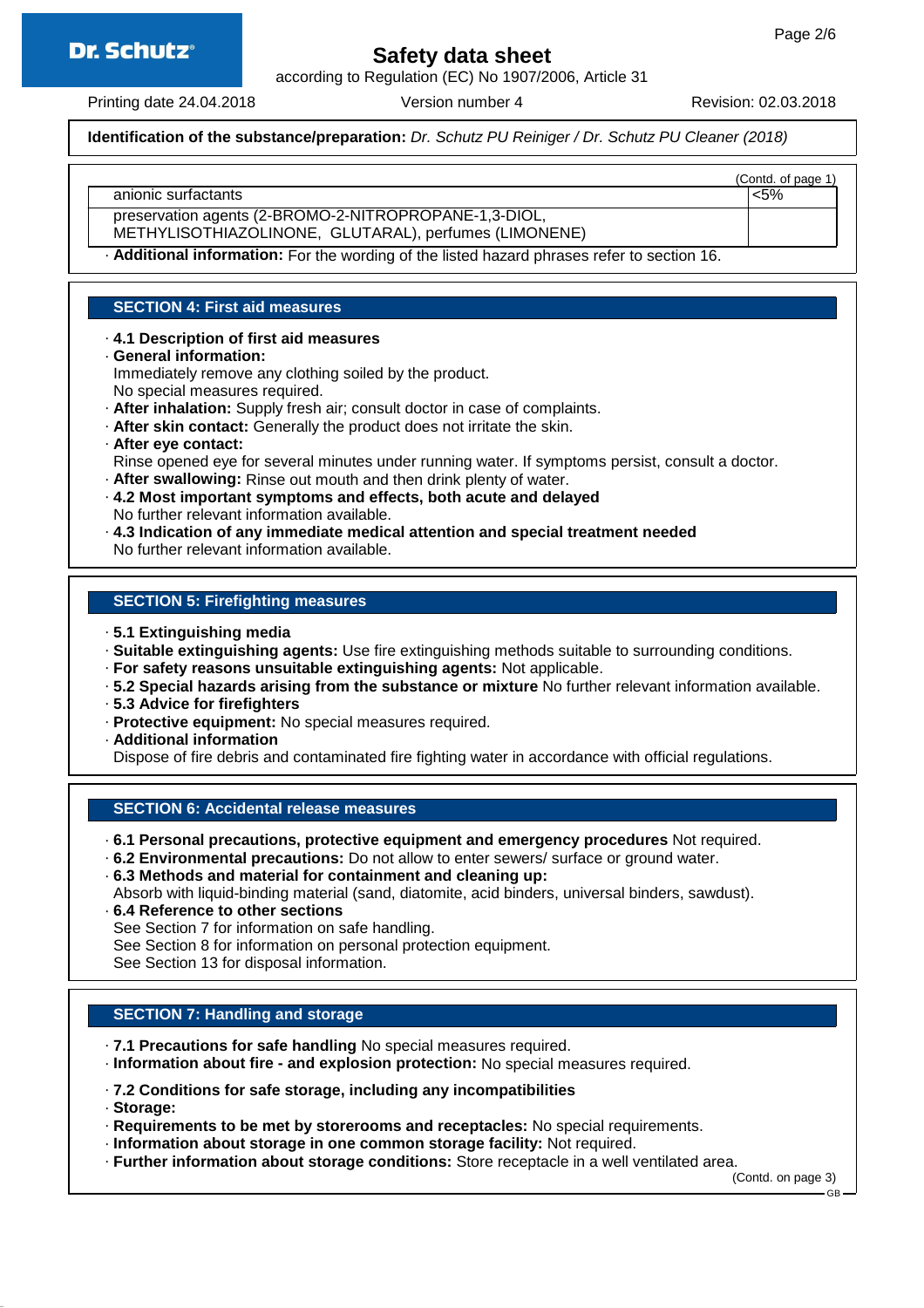**Identification of the substance/preparation:** *Dr. Schutz PU Reiniger / Dr. Schutz PU Cleaner (2018)*

(Contd. of page 1)

| | |
|---|---|
| anionic surfactants | <5% |
| preservation agents (2-BROMO-2-NITROPROPANE-1,3-DIOL, METHYLISOTHIAZOLINONE, GLUTARAL), perfumes (LIMONENE) | |

· **Additional information:** For the wording of the listed hazard phrases refer to section 16.

## SECTION 4: First aid measures

· **4.1 Description of first aid measures**
· **General information:**
Immediately remove any clothing soiled by the product.
No special measures required.
· **After inhalation:** Supply fresh air; consult doctor in case of complaints.
· **After skin contact:** Generally the product does not irritate the skin.
· **After eye contact:**
Rinse opened eye for several minutes under running water. If symptoms persist, consult a doctor.
· **After swallowing:** Rinse out mouth and then drink plenty of water.
· **4.2 Most important symptoms and effects, both acute and delayed**
No further relevant information available.
· **4.3 Indication of any immediate medical attention and special treatment needed**
No further relevant information available.

## SECTION 5: Firefighting measures

· **5.1 Extinguishing media**
· **Suitable extinguishing agents:** Use fire extinguishing methods suitable to surrounding conditions.
· **For safety reasons unsuitable extinguishing agents:** Not applicable.
· **5.2 Special hazards arising from the substance or mixture** No further relevant information available.
· **5.3 Advice for firefighters**
· **Protective equipment:** No special measures required.
· **Additional information**
Dispose of fire debris and contaminated fire fighting water in accordance with official regulations.

## SECTION 6: Accidental release measures

· **6.1 Personal precautions, protective equipment and emergency procedures** Not required.
· **6.2 Environmental precautions:** Do not allow to enter sewers/ surface or ground water.
· **6.3 Methods and material for containment and cleaning up:**
Absorb with liquid-binding material (sand, diatomite, acid binders, universal binders, sawdust).
· **6.4 Reference to other sections**
See Section 7 for information on safe handling.
See Section 8 for information on personal protection equipment.
See Section 13 for disposal information.

## SECTION 7: Handling and storage

· **7.1 Precautions for safe handling** No special measures required.
· **Information about fire - and explosion protection:** No special measures required.

· **7.2 Conditions for safe storage, including any incompatibilities**
· **Storage:**
· **Requirements to be met by storerooms and receptacles:** No special requirements.
· **Information about storage in one common storage facility:** Not required.
· **Further information about storage conditions:** Store receptacle in a well ventilated area.

(Contd. on page 3)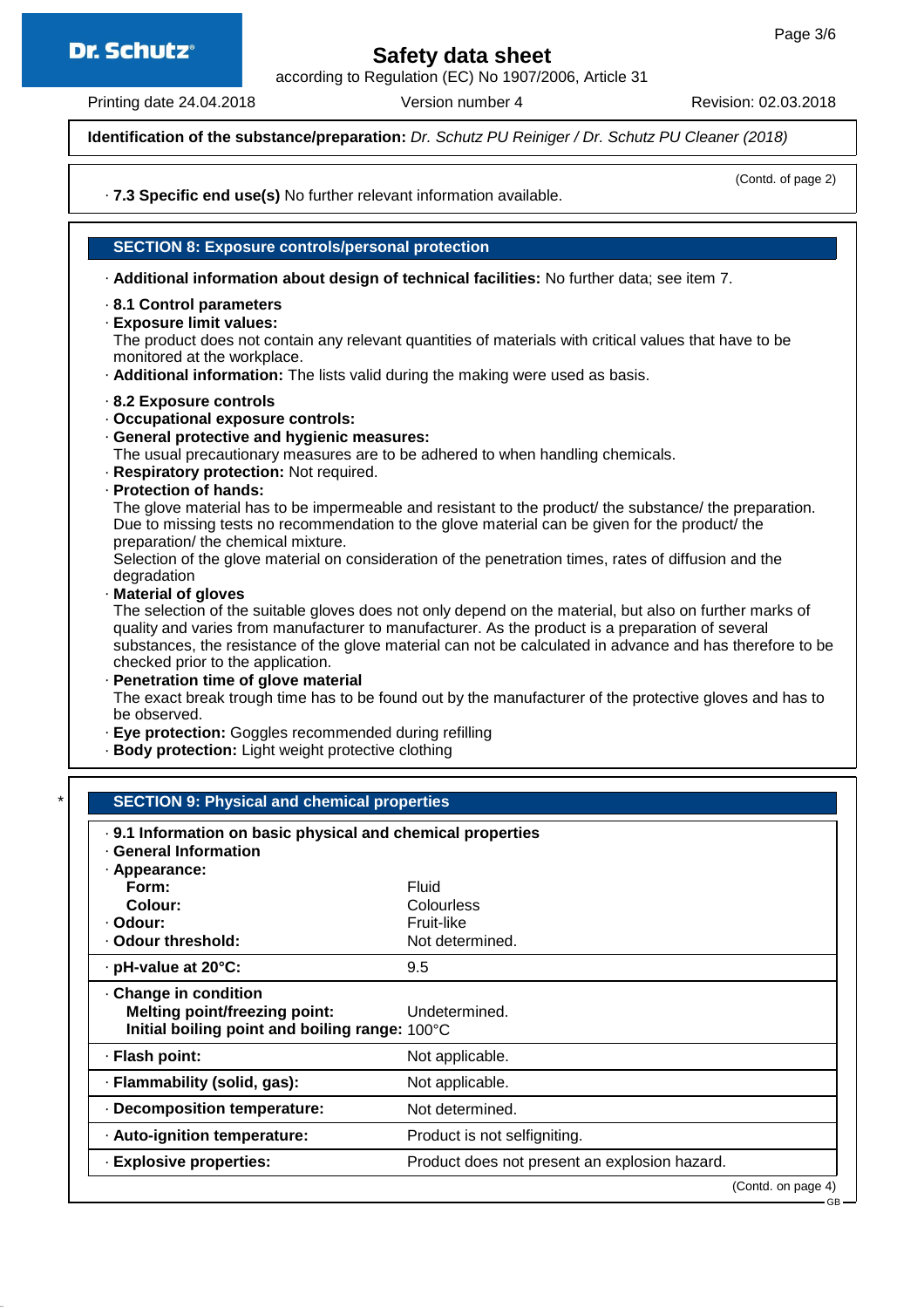**Identification of the substance/preparation:** *Dr. Schutz PU Reiniger / Dr. Schutz PU Cleaner (2018)*

(Contd. of page 2)

· **7.3 Specific end use(s)** No further relevant information available.

## SECTION 8: Exposure controls/personal protection

· **Additional information about design of technical facilities:** No further data; see item 7.

· **8.1 Control parameters**
· **Exposure limit values:**
The product does not contain any relevant quantities of materials with critical values that have to be monitored at the workplace.
· **Additional information:** The lists valid during the making were used as basis.

· **8.2 Exposure controls**
· **Occupational exposure controls:**
· **General protective and hygienic measures:**
The usual precautionary measures are to be adhered to when handling chemicals.
· **Respiratory protection:** Not required.
· **Protection of hands:**
The glove material has to be impermeable and resistant to the product/ the substance/ the preparation.
Due to missing tests no recommendation to the glove material can be given for the product/ the preparation/ the chemical mixture.
Selection of the glove material on consideration of the penetration times, rates of diffusion and the degradation
· **Material of gloves**
The selection of the suitable gloves does not only depend on the material, but also on further marks of quality and varies from manufacturer to manufacturer. As the product is a preparation of several substances, the resistance of the glove material can not be calculated in advance and has therefore to be checked prior to the application.
· **Penetration time of glove material**
The exact break trough time has to be found out by the manufacturer of the protective gloves and has to be observed.
· **Eye protection:** Goggles recommended during refilling
· **Body protection:** Light weight protective clothing

\* 

## SECTION 9: Physical and chemical properties

| | |
|---|---|
| · **9.1 Information on basic physical and chemical properties** | |
| · **General Information** | |
| · **Appearance:** | |
| **Form:** | Fluid |
| **Colour:** | Colourless |
| · **Odour:** | Fruit-like |
| · **Odour threshold:** | Not determined. |
| · **pH-value at 20°C:** | 9.5 |
| · **Change in condition** | |
| **Melting point/freezing point:** | Undetermined. |
| **Initial boiling point and boiling range:** | 100°C |
| · **Flash point:** | Not applicable. |
| · **Flammability (solid, gas):** | Not applicable. |
| · **Decomposition temperature:** | Not determined. |
| · **Auto-ignition temperature:** | Product is not selfigniting. |
| · **Explosive properties:** | Product does not present an explosion hazard. |

(Contd. on page 4)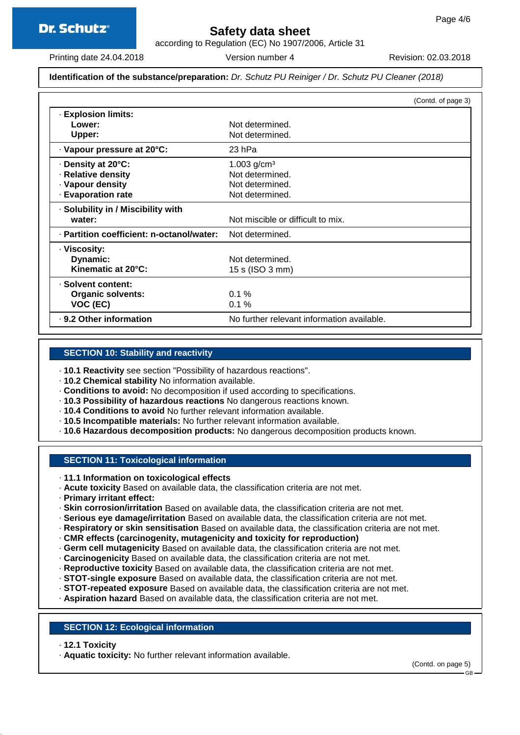**Identification of the substance/preparation:** *Dr. Schutz PU Reiniger / Dr. Schutz PU Cleaner (2018)*

(Contd. of page 3)

| | |
|---|---|
| · **Explosion limits:** | |
| **Lower:** | Not determined. |
| **Upper:** | Not determined. |
| · **Vapour pressure at 20°C:** | 23 hPa |
| · **Density at 20°C:** | 1.003 g/cm³ |
| · **Relative density** | Not determined. |
| · **Vapour density** | Not determined. |
| · **Evaporation rate** | Not determined. |
| · **Solubility in / Miscibility with water:** | Not miscible or difficult to mix. |
| · **Partition coefficient: n-octanol/water:** | Not determined. |
| · **Viscosity:** | |
| **Dynamic:** | Not determined. |
| **Kinematic at 20°C:** | 15 s (ISO 3 mm) |
| · **Solvent content:** | |
| **Organic solvents:** | 0.1 % |
| **VOC (EC)** | 0.1 % |
| · **9.2 Other information** | No further relevant information available. |

## SECTION 10: Stability and reactivity

· **10.1 Reactivity** see section "Possibility of hazardous reactions".
· **10.2 Chemical stability** No information available.
· **Conditions to avoid:** No decomposition if used according to specifications.
· **10.3 Possibility of hazardous reactions** No dangerous reactions known.
· **10.4 Conditions to avoid** No further relevant information available.
· **10.5 Incompatible materials:** No further relevant information available.
· **10.6 Hazardous decomposition products:** No dangerous decomposition products known.

## SECTION 11: Toxicological information

· **11.1 Information on toxicological effects**
· **Acute toxicity** Based on available data, the classification criteria are not met.
· **Primary irritant effect:**
· **Skin corrosion/irritation** Based on available data, the classification criteria are not met.
· **Serious eye damage/irritation** Based on available data, the classification criteria are not met.
· **Respiratory or skin sensitisation** Based on available data, the classification criteria are not met.
· **CMR effects (carcinogenity, mutagenicity and toxicity for reproduction)**
· **Germ cell mutagenicity** Based on available data, the classification criteria are not met.
· **Carcinogenicity** Based on available data, the classification criteria are not met.
· **Reproductive toxicity** Based on available data, the classification criteria are not met.
· **STOT-single exposure** Based on available data, the classification criteria are not met.
· **STOT-repeated exposure** Based on available data, the classification criteria are not met.
· **Aspiration hazard** Based on available data, the classification criteria are not met.

## SECTION 12: Ecological information

· **12.1 Toxicity**
· **Aquatic toxicity:** No further relevant information available.

(Contd. on page 5)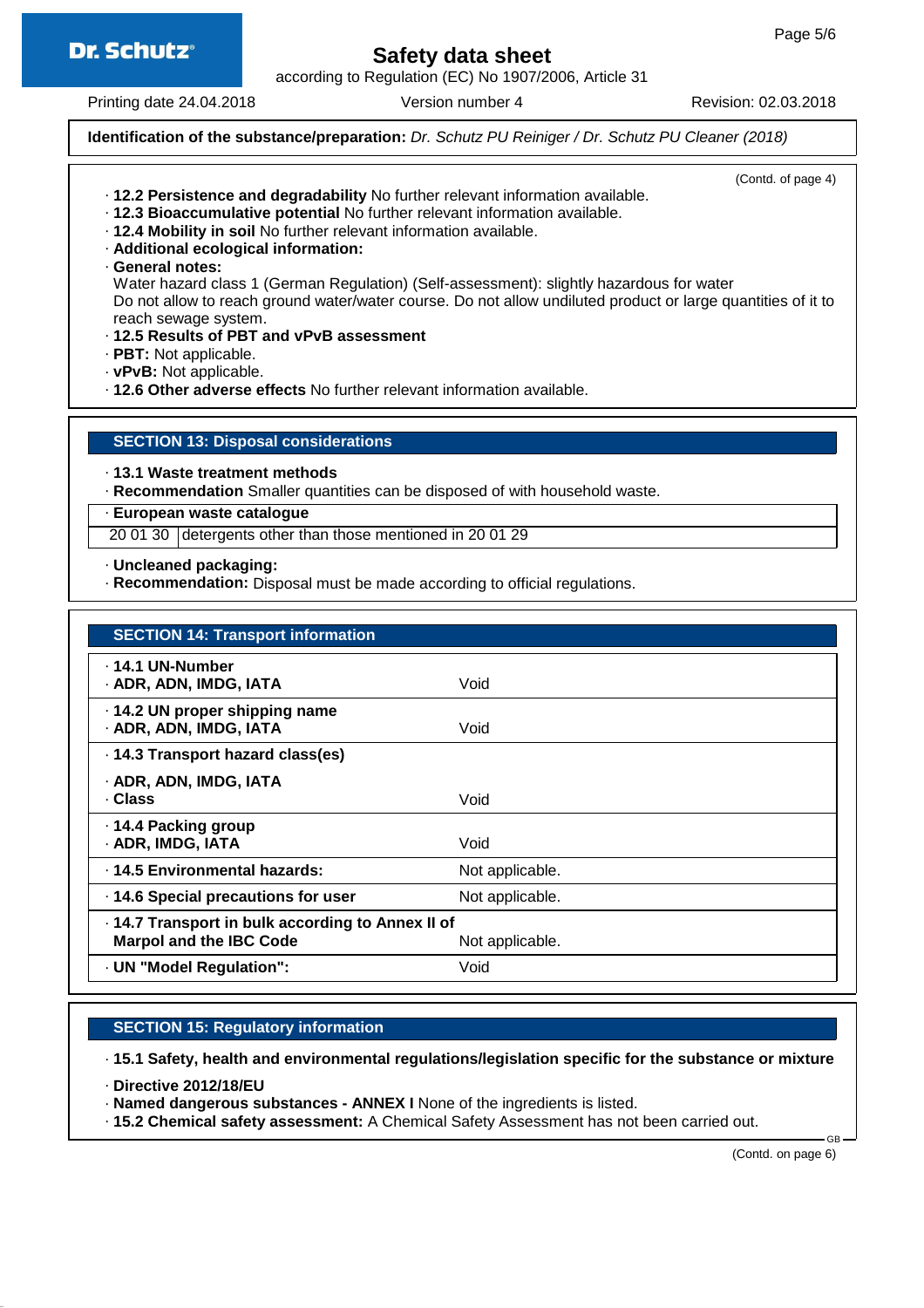**Identification of the substance/preparation:** *Dr. Schutz PU Reiniger / Dr. Schutz PU Cleaner (2018)*

(Contd. of page 4)

· **12.2 Persistence and degradability** No further relevant information available.
· **12.3 Bioaccumulative potential** No further relevant information available.
· **12.4 Mobility in soil** No further relevant information available.
· **Additional ecological information:**
· **General notes:**
Water hazard class 1 (German Regulation) (Self-assessment): slightly hazardous for water
Do not allow to reach ground water/water course. Do not allow undiluted product or large quantities of it to reach sewage system.
· **12.5 Results of PBT and vPvB assessment**
· **PBT:** Not applicable.
· **vPvB:** Not applicable.
· **12.6 Other adverse effects** No further relevant information available.

## SECTION 13: Disposal considerations

· **13.1 Waste treatment methods**
· **Recommendation** Smaller quantities can be disposed of with household waste.

| · **European waste catalogue** | |
|---|---|
| 20 01 30 | detergents other than those mentioned in 20 01 29 |

· **Uncleaned packaging:**
· **Recommendation:** Disposal must be made according to official regulations.

## SECTION 14: Transport information

| | |
|---|---|
| · **14.1 UN-Number**<br>· **ADR, ADN, IMDG, IATA** | Void |
| · **14.2 UN proper shipping name**<br>· **ADR, ADN, IMDG, IATA** | Void |
| · **14.3 Transport hazard class(es)**<br>· **ADR, ADN, IMDG, IATA**<br>· **Class** | Void |
| · **14.4 Packing group**<br>· **ADR, IMDG, IATA** | Void |
| · **14.5 Environmental hazards:** | Not applicable. |
| · **14.6 Special precautions for user** | Not applicable. |
| · **14.7 Transport in bulk according to Annex II of Marpol and the IBC Code** | Not applicable. |
| · **UN "Model Regulation":** | Void |

## SECTION 15: Regulatory information

· **15.1 Safety, health and environmental regulations/legislation specific for the substance or mixture**

· **Directive 2012/18/EU**
· **Named dangerous substances - ANNEX I** None of the ingredients is listed.
· **15.2 Chemical safety assessment:** A Chemical Safety Assessment has not been carried out.

(Contd. on page 6)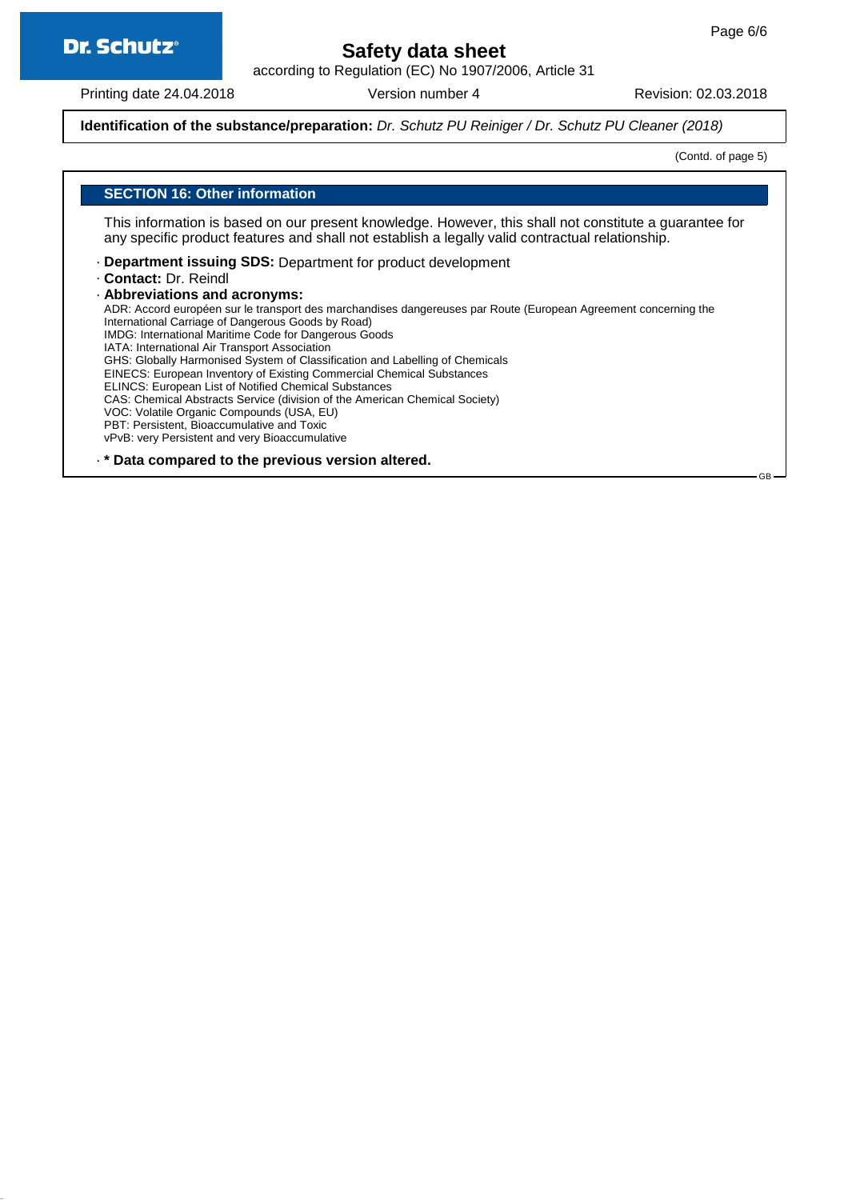**Identification of the substance/preparation:** *Dr. Schutz PU Reiniger / Dr. Schutz PU Cleaner (2018)*

(Contd. of page 5)

## SECTION 16: Other information

This information is based on our present knowledge. However, this shall not constitute a guarantee for any specific product features and shall not establish a legally valid contractual relationship.

· **Department issuing SDS:** Department for product development

· **Contact:** Dr. Reindl

· **Abbreviations and acronyms:**

ADR: Accord européen sur le transport des marchandises dangereuses par Route (European Agreement concerning the International Carriage of Dangerous Goods by Road)
IMDG: International Maritime Code for Dangerous Goods
IATA: International Air Transport Association
GHS: Globally Harmonised System of Classification and Labelling of Chemicals
EINECS: European Inventory of Existing Commercial Chemical Substances
ELINCS: European List of Notified Chemical Substances
CAS: Chemical Abstracts Service (division of the American Chemical Society)
VOC: Volatile Organic Compounds (USA, EU)
PBT: Persistent, Bioaccumulative and Toxic
vPvB: very Persistent and very Bioaccumulative

· **\* Data compared to the previous version altered.**